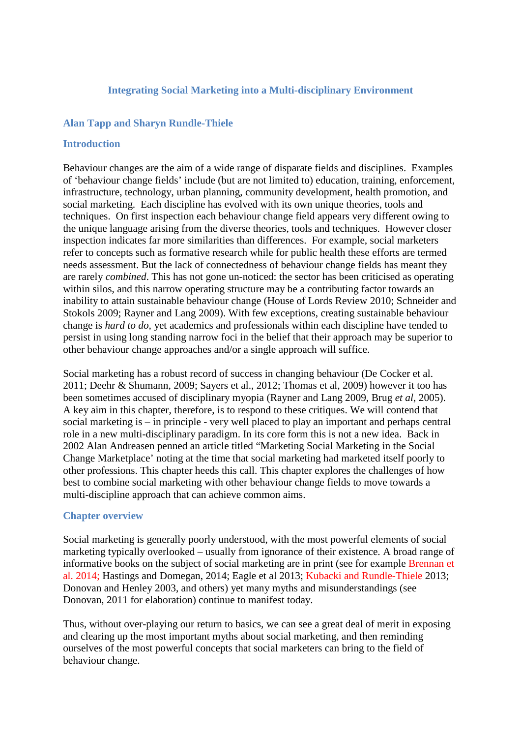# Integrating Social Marketing into a Multi-disciplinary Environment

## Alan Tapp and Sharyn Rundle-Thiele

## Introduction

Behaviour changes are the aim of a wide range of disparate fields and disciplines. Examples of 'behaviour change fields' include (but are not limited to) education, training, enforcement, infrastructure, technology, urban planning, community development, health promotion, and social marketing. Each discipline has evolved with its own unique theories, tools and techniques. On first inspection each behaviour change field appears very different owing to the unique language arising from the diverse theories, tools and techniques. However closer inspection indicates far more similarities than differences. For example, social marketers refer to concepts such as formative research while for public health these efforts are termed needs assessment. But the lack of connectedness of behaviour change fields has meant they are rarely *combined*. This has not gone un-noticed: the sector has been criticised as operating within silos, and this narrow operating structure may be a contributing factor towards an inability to attain sustainable behaviour change (House of Lords Review 2010; Schneider and Stokols 2009; Rayner and Lang 2009). With few exceptions, creating sustainable behaviour change is *hard to do,* yet academics and professionals within each discipline have tended to persist in using long standing narrow foci in the belief that their approach may be superior to other behaviour change approaches and/or a single approach will suffice.

Social marketing has a robust record of success in changing behaviour (De Cocker et al. 2011; Deehr & Shumann, 2009; Sayers et al., 2012; Thomas et al, 2009) however it too has been sometimes accused of disciplinary myopia (Rayner and Lang 2009, Brug *et al*, 2005). A key aim in this chapter, therefore, is to respond to these critiques. We will contend that social marketing is – in principle - very well placed to play an important and perhaps central role in a new multi-disciplinary paradigm. In its core form this is not a new idea. Back in 2002 Alan Andreasen penned an article titled "Marketing Social Marketing in the Social Change Marketplace' noting at the time that social marketing had marketed itself poorly to other professions. This chapter heeds this call. This chapter explores the challenges of how best to combine social marketing with other behaviour change fields to move towards a multi-discipline approach that can achieve common aims.

## Chapter overview

Social marketing is generally poorly understood, with the most powerful elements of social marketing typically overlooked – usually from ignorance of their existence. A broad range of informative books on the subject of social marketing are in print (see for example Brennan et al. 2014; Hastings and Domegan, 2014; Eagle et al 2013; Kubacki and Rundle-Thiele 2013; Donovan and Henley 2003, and others) yet many myths and misunderstandings (see Donovan, 2011 for elaboration) continue to manifest today.

Thus, without over-playing our return to basics, we can see a great deal of merit in exposing and clearing up the most important myths about social marketing, and then reminding ourselves of the most powerful concepts that social marketers can bring to the field of behaviour change.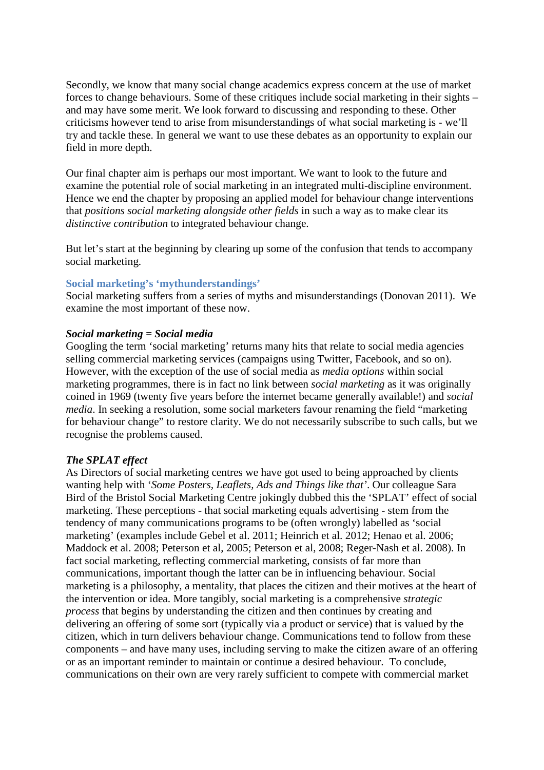Secondly, we know that many social change academics express concern at the use of market forces to change behaviours. Some of these critiques include social marketing in their sights – and may have some merit. We look forward to discussing and responding to these. Other criticisms however tend to arise from misunderstandings of what social marketing is - we'll try and tackle these. In general we want to use these debates as an opportunity to explain our field in more depth.

Our final chapter aim is perhaps our most important. We want to look to the future and examine the potential role of social marketing in an integrated multi-discipline environment. Hence we end the chapter by proposing an applied model for behaviour change interventions that *positions social marketing alongside other fields* in such a way as to make clear its *distinctive contribution* to integrated behaviour change.

But let's start at the beginning by clearing up some of the confusion that tends to accompany social marketing.

## Social marketing's 'mythunderstandings'

Social marketing suffers from a series of myths and misunderstandings (Donovan 2011). We examine the most important of these now.

### *Social marketing = Social media*

Googling the term 'social marketing' returns many hits that relate to social media agencies selling commercial marketing services (campaigns using Twitter, Facebook, and so on). However, with the exception of the use of social media as *media options* within social marketing programmes, there is in fact no link between *social marketing* as it was originally coined in 1969 (twenty five years before the internet became generally available!) and *social media*. In seeking a resolution, some social marketers favour renaming the field "marketing for behaviour change" to restore clarity. We do not necessarily subscribe to such calls, but we recognise the problems caused.

### *The SPLAT effect*

As Directors of social marketing centres we have got used to being approached by clients wanting help with '*Some Posters, Leaflets, Ads and Things like that*'. Our colleague Sara Bird of the Bristol Social Marketing Centre jokingly dubbed this the 'SPLAT' effect of social marketing. These perceptions - that social marketing equals advertising - stem from the tendency of many communications programs to be (often wrongly) labelled as 'social marketing' (examples include Gebel et al. 2011; Heinrich et al. 2012; Henao et al. 2006; Maddock et al. 2008; Peterson et al, 2005; Peterson et al, 2008; Reger-Nash et al. 2008). In fact social marketing, reflecting commercial marketing, consists of far more than communications, important though the latter can be in influencing behaviour. Social marketing is a philosophy, a mentality, that places the citizen and their motives at the heart of the intervention or idea. More tangibly, social marketing is a comprehensive *strategic process* that begins by understanding the citizen and then continues by creating and delivering an offering of some sort (typically via a product or service) that is valued by the citizen, which in turn delivers behaviour change. Communications tend to follow from these components – and have many uses, including serving to make the citizen aware of an offering or as an important reminder to maintain or continue a desired behaviour. To conclude, communications on their own are very rarely sufficient to compete with commercial market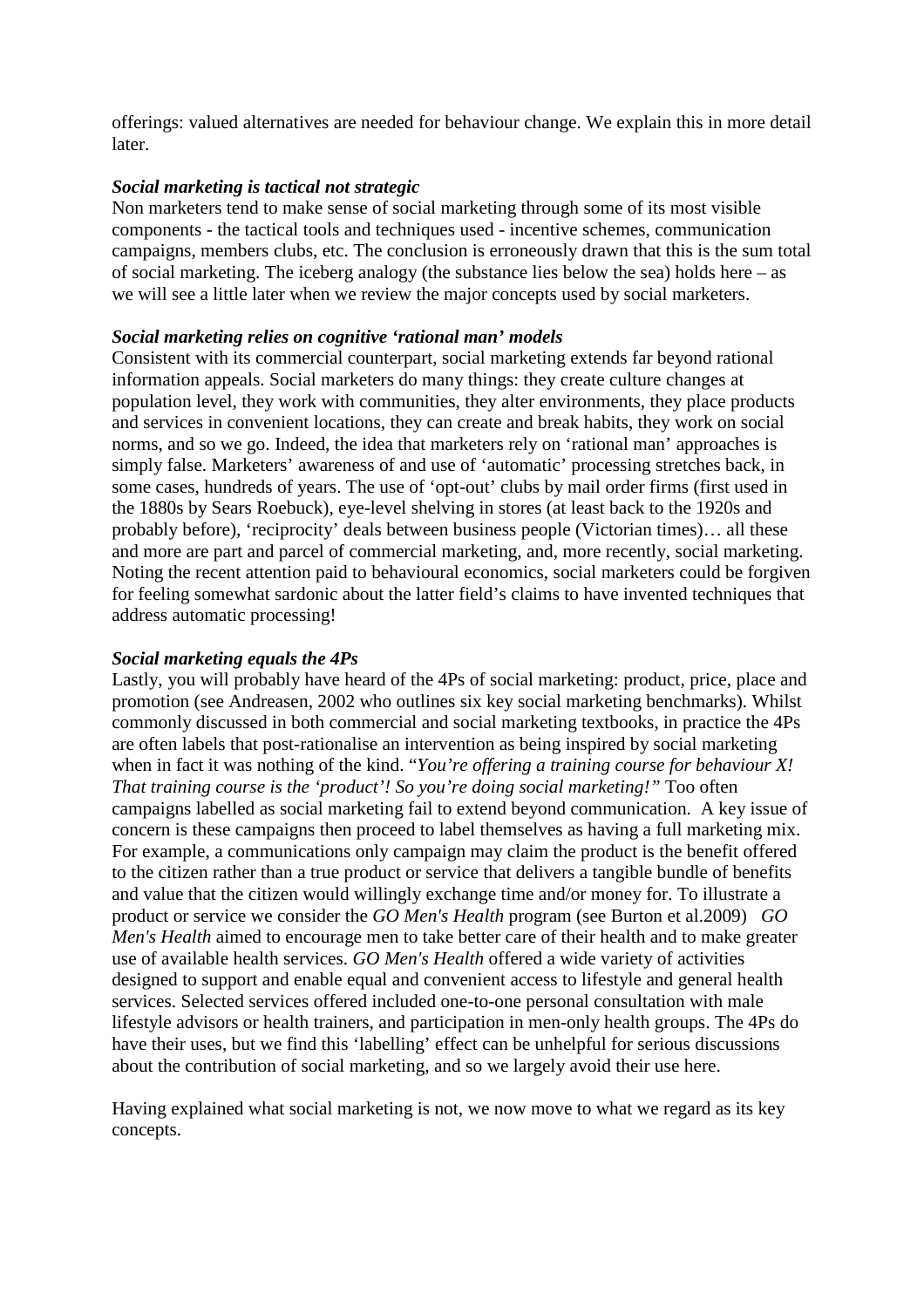offerings: valued alternatives are needed for behaviour change. We explain this in more detail later.

***Social marketing is tactical not strategic***

Non marketers tend to make sense of social marketing through some of its most visible components - the tactical tools and techniques used - incentive schemes, communication campaigns, members clubs, etc. The conclusion is erroneously drawn that this is the sum total of social marketing. The iceberg analogy (the substance lies below the sea) holds here – as we will see a little later when we review the major concepts used by social marketers.

***Social marketing relies on cognitive 'rational man' models***

Consistent with its commercial counterpart, social marketing extends far beyond rational information appeals. Social marketers do many things: they create culture changes at population level, they work with communities, they alter environments, they place products and services in convenient locations, they can create and break habits, they work on social norms, and so we go. Indeed, the idea that marketers rely on 'rational man' approaches is simply false. Marketers' awareness of and use of 'automatic' processing stretches back, in some cases, hundreds of years. The use of 'opt-out' clubs by mail order firms (first used in the 1880s by Sears Roebuck), eye-level shelving in stores (at least back to the 1920s and probably before), 'reciprocity' deals between business people (Victorian times)… all these and more are part and parcel of commercial marketing, and, more recently, social marketing. Noting the recent attention paid to behavioural economics, social marketers could be forgiven for feeling somewhat sardonic about the latter field's claims to have invented techniques that address automatic processing!

***Social marketing equals the 4Ps***

Lastly, you will probably have heard of the 4Ps of social marketing: product, price, place and promotion (see Andreasen, 2002 who outlines six key social marketing benchmarks). Whilst commonly discussed in both commercial and social marketing textbooks, in practice the 4Ps are often labels that post-rationalise an intervention as being inspired by social marketing when in fact it was nothing of the kind. "*You're offering a training course for behaviour X! That training course is the 'product'! So you're doing social marketing!*" Too often campaigns labelled as social marketing fail to extend beyond communication. A key issue of concern is these campaigns then proceed to label themselves as having a full marketing mix. For example, a communications only campaign may claim the product is the benefit offered to the citizen rather than a true product or service that delivers a tangible bundle of benefits and value that the citizen would willingly exchange time and/or money for. To illustrate a product or service we consider the *GO Men's Health* program (see Burton et al.2009) *GO Men's Health* aimed to encourage men to take better care of their health and to make greater use of available health services. *GO Men's Health* offered a wide variety of activities designed to support and enable equal and convenient access to lifestyle and general health services. Selected services offered included one-to-one personal consultation with male lifestyle advisors or health trainers, and participation in men-only health groups. The 4Ps do have their uses, but we find this 'labelling' effect can be unhelpful for serious discussions about the contribution of social marketing, and so we largely avoid their use here.

Having explained what social marketing is not, we now move to what we regard as its key concepts.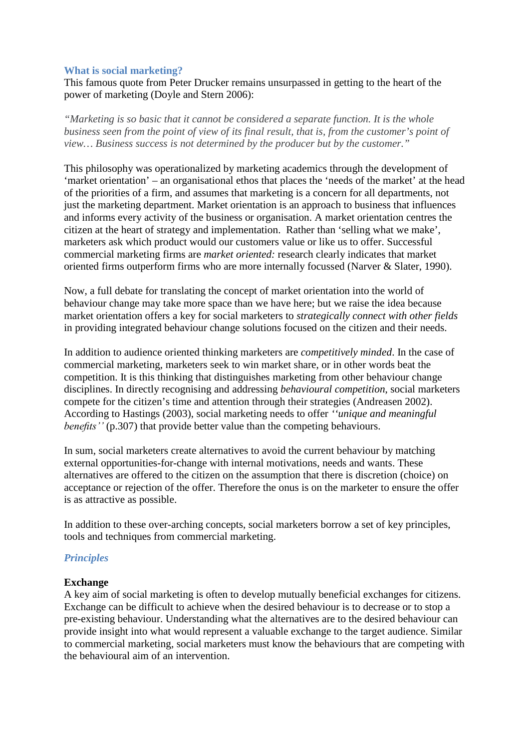## What is social marketing?

This famous quote from Peter Drucker remains unsurpassed in getting to the heart of the power of marketing (Doyle and Stern 2006):

*"Marketing is so basic that it cannot be considered a separate function. It is the whole business seen from the point of view of its final result, that is, from the customer's point of view… Business success is not determined by the producer but by the customer."*

This philosophy was operationalized by marketing academics through the development of 'market orientation' – an organisational ethos that places the 'needs of the market' at the head of the priorities of a firm, and assumes that marketing is a concern for all departments, not just the marketing department. Market orientation is an approach to business that influences and informs every activity of the business or organisation. A market orientation centres the citizen at the heart of strategy and implementation. Rather than 'selling what we make', marketers ask which product would our customers value or like us to offer. Successful commercial marketing firms are *market oriented:* research clearly indicates that market oriented firms outperform firms who are more internally focussed (Narver & Slater, 1990).

Now, a full debate for translating the concept of market orientation into the world of behaviour change may take more space than we have here; but we raise the idea because market orientation offers a key for social marketers to *strategically connect with other fields* in providing integrated behaviour change solutions focused on the citizen and their needs.

In addition to audience oriented thinking marketers are *competitively minded*. In the case of commercial marketing, marketers seek to win market share, or in other words beat the competition. It is this thinking that distinguishes marketing from other behaviour change disciplines. In directly recognising and addressing *behavioural competition*, social marketers compete for the citizen's time and attention through their strategies (Andreasen 2002). According to Hastings (2003), social marketing needs to offer *''unique and meaningful benefits''* (p.307) that provide better value than the competing behaviours.

In sum, social marketers create alternatives to avoid the current behaviour by matching external opportunities-for-change with internal motivations, needs and wants. These alternatives are offered to the citizen on the assumption that there is discretion (choice) on acceptance or rejection of the offer. Therefore the onus is on the marketer to ensure the offer is as attractive as possible.

In addition to these over-arching concepts, social marketers borrow a set of key principles, tools and techniques from commercial marketing.

### *Principles*

**Exchange**

A key aim of social marketing is often to develop mutually beneficial exchanges for citizens. Exchange can be difficult to achieve when the desired behaviour is to decrease or to stop a pre-existing behaviour. Understanding what the alternatives are to the desired behaviour can provide insight into what would represent a valuable exchange to the target audience. Similar to commercial marketing, social marketers must know the behaviours that are competing with the behavioural aim of an intervention.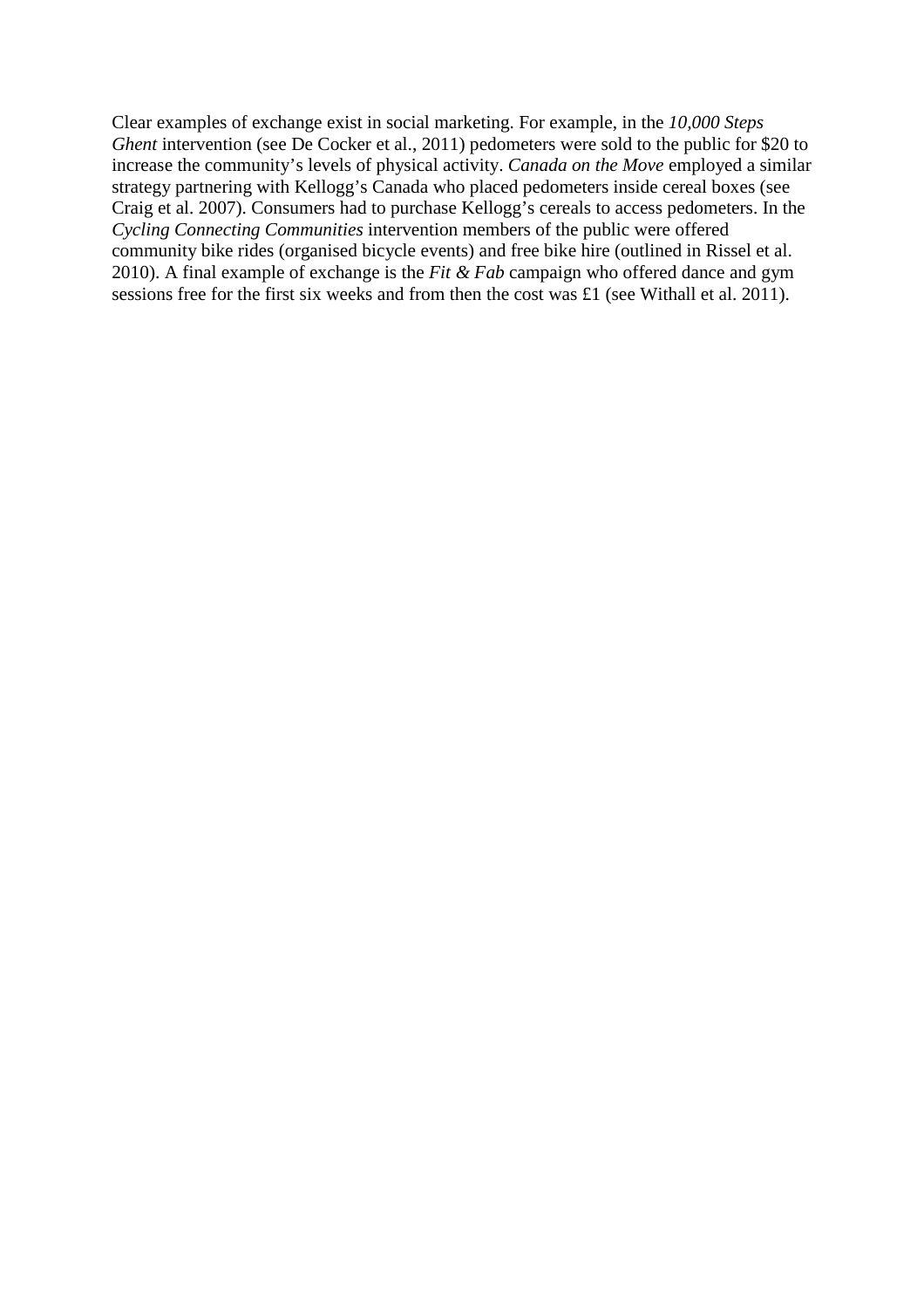Clear examples of exchange exist in social marketing. For example, in the *10,000 Steps Ghent* intervention (see De Cocker et al., 2011) pedometers were sold to the public for $20 to increase the community's levels of physical activity. *Canada on the Move* employed a similar strategy partnering with Kellogg's Canada who placed pedometers inside cereal boxes (see Craig et al. 2007). Consumers had to purchase Kellogg's cereals to access pedometers. In the *Cycling Connecting Communities* intervention members of the public were offered community bike rides (organised bicycle events) and free bike hire (outlined in Rissel et al. 2010). A final example of exchange is the *Fit & Fab* campaign who offered dance and gym sessions free for the first six weeks and from then the cost was £1 (see Withall et al. 2011).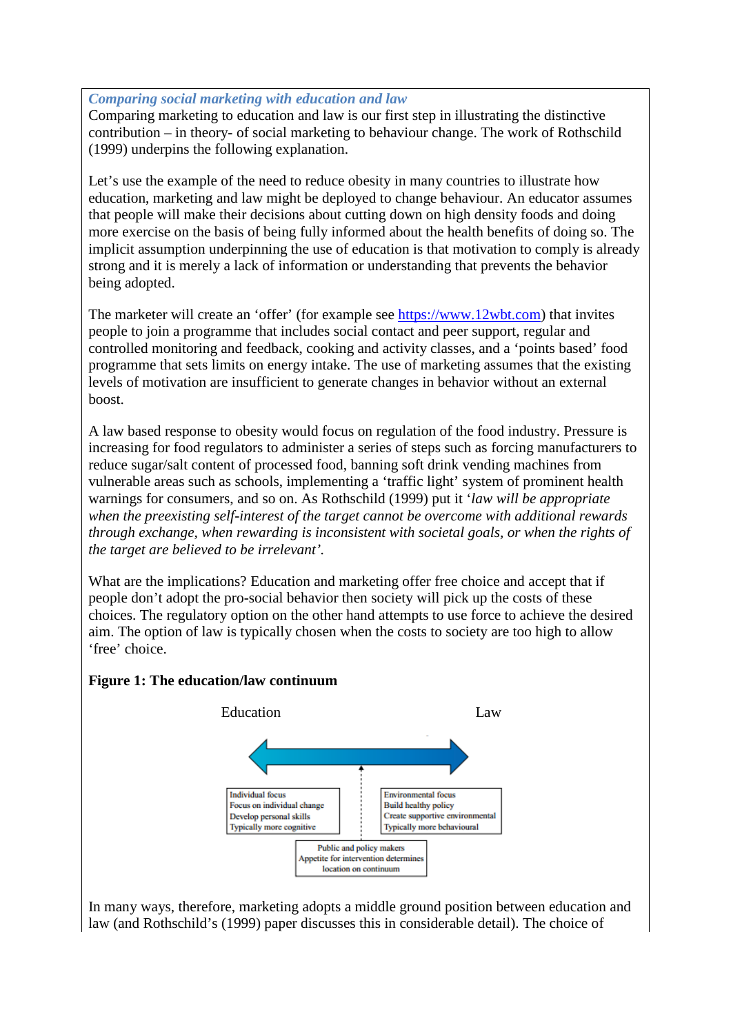*Comparing social marketing with education and law*

Comparing marketing to education and law is our first step in illustrating the distinctive contribution – in theory- of social marketing to behaviour change. The work of Rothschild (1999) underpins the following explanation.

Let's use the example of the need to reduce obesity in many countries to illustrate how education, marketing and law might be deployed to change behaviour. An educator assumes that people will make their decisions about cutting down on high density foods and doing more exercise on the basis of being fully informed about the health benefits of doing so. The implicit assumption underpinning the use of education is that motivation to comply is already strong and it is merely a lack of information or understanding that prevents the behavior being adopted.

The marketer will create an 'offer' (for example see https://www.12wbt.com) that invites people to join a programme that includes social contact and peer support, regular and controlled monitoring and feedback, cooking and activity classes, and a 'points based' food programme that sets limits on energy intake. The use of marketing assumes that the existing levels of motivation are insufficient to generate changes in behavior without an external boost.

A law based response to obesity would focus on regulation of the food industry. Pressure is increasing for food regulators to administer a series of steps such as forcing manufacturers to reduce sugar/salt content of processed food, banning soft drink vending machines from vulnerable areas such as schools, implementing a 'traffic light' system of prominent health warnings for consumers, and so on. As Rothschild (1999) put it '*law will be appropriate when the preexisting self-interest of the target cannot be overcome with additional rewards through exchange, when rewarding is inconsistent with societal goals, or when the rights of the target are believed to be irrelevant'.*

What are the implications? Education and marketing offer free choice and accept that if people don't adopt the pro-social behavior then society will pick up the costs of these choices. The regulatory option on the other hand attempts to use force to achieve the desired aim. The option of law is typically chosen when the costs to society are too high to allow 'free' choice.

**Figure 1: The education/law continuum**

Education — Law

Individual focus
Focus on individual change
Develop personal skills
Typically more cognitive

Environmental focus
Build healthy policy
Create supportive environmental
Typically more behavioural

Public and policy makers
Appetite for intervention determines location on continuum

In many ways, therefore, marketing adopts a middle ground position between education and law (and Rothschild's (1999) paper discusses this in considerable detail). The choice of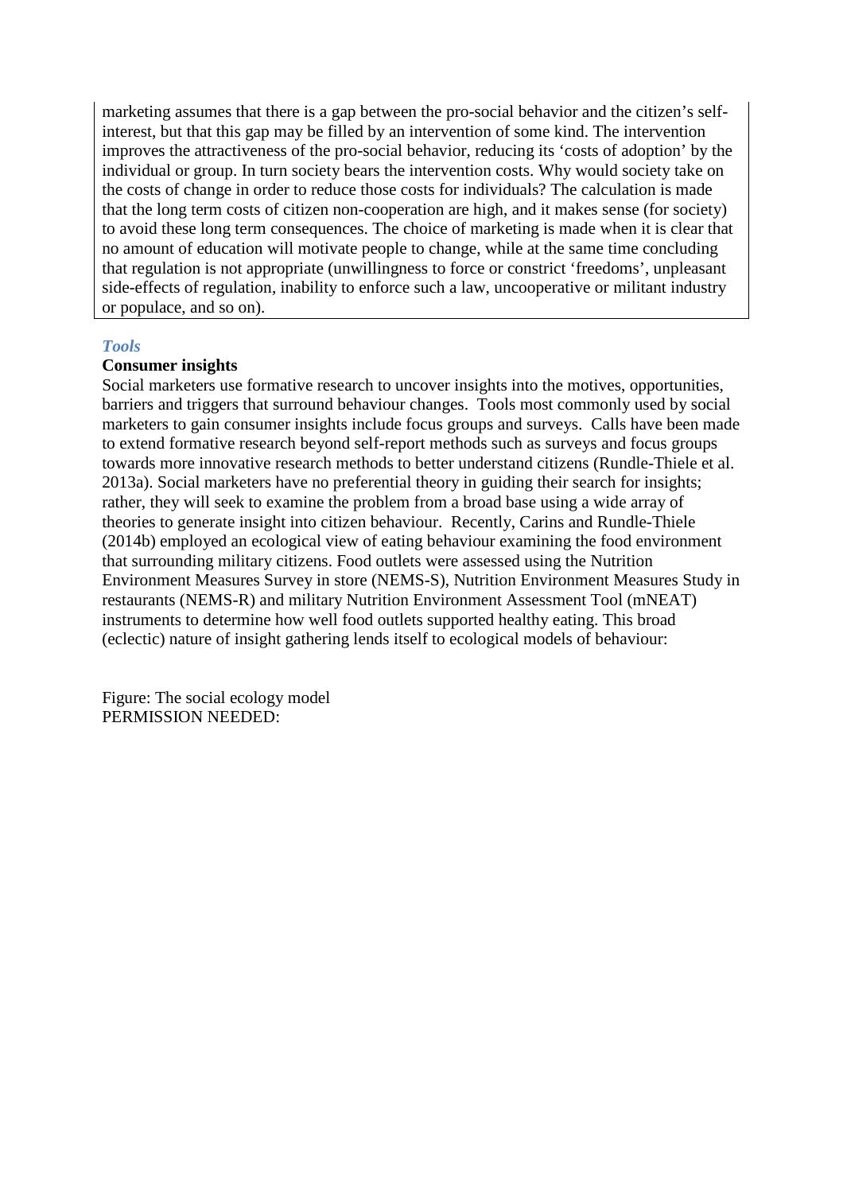marketing assumes that there is a gap between the pro-social behavior and the citizen's self-interest, but that this gap may be filled by an intervention of some kind. The intervention improves the attractiveness of the pro-social behavior, reducing its 'costs of adoption' by the individual or group. In turn society bears the intervention costs. Why would society take on the costs of change in order to reduce those costs for individuals? The calculation is made that the long term costs of citizen non-cooperation are high, and it makes sense (for society) to avoid these long term consequences. The choice of marketing is made when it is clear that no amount of education will motivate people to change, while at the same time concluding that regulation is not appropriate (unwillingness to force or constrict 'freedoms', unpleasant side-effects of regulation, inability to enforce such a law, uncooperative or militant industry or populace, and so on).

### *Tools*

**Consumer insights**

Social marketers use formative research to uncover insights into the motives, opportunities, barriers and triggers that surround behaviour changes. Tools most commonly used by social marketers to gain consumer insights include focus groups and surveys. Calls have been made to extend formative research beyond self-report methods such as surveys and focus groups towards more innovative research methods to better understand citizens (Rundle-Thiele et al. 2013a). Social marketers have no preferential theory in guiding their search for insights; rather, they will seek to examine the problem from a broad base using a wide array of theories to generate insight into citizen behaviour. Recently, Carins and Rundle-Thiele (2014b) employed an ecological view of eating behaviour examining the food environment that surrounding military citizens. Food outlets were assessed using the Nutrition Environment Measures Survey in store (NEMS-S), Nutrition Environment Measures Study in restaurants (NEMS-R) and military Nutrition Environment Assessment Tool (mNEAT) instruments to determine how well food outlets supported healthy eating. This broad (eclectic) nature of insight gathering lends itself to ecological models of behaviour:

Figure: The social ecology model
PERMISSION NEEDED: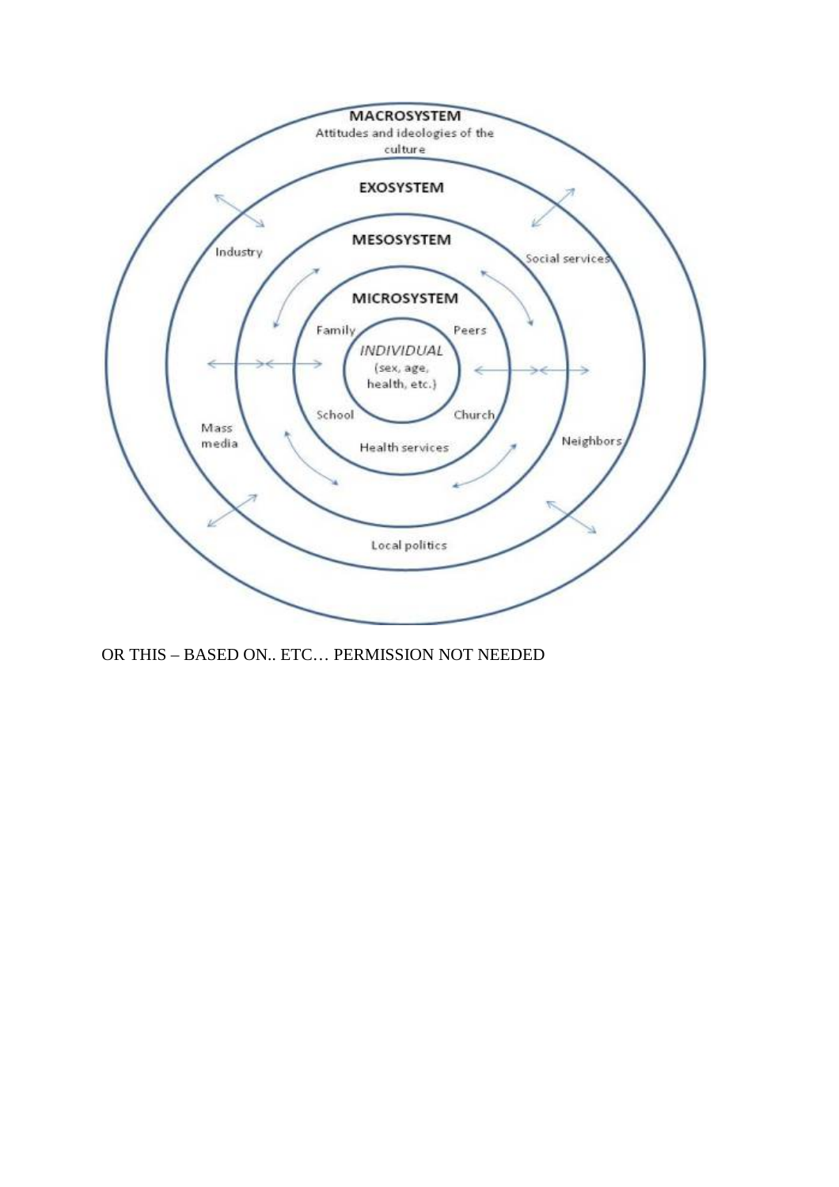MACROSYSTEM

Attitudes and ideologies of the culture

EXOSYSTEM

Industry

Social services

MESOSYSTEM

MICROSYSTEM

Family

Peers

*INDIVIDUAL*
(sex, age, health, etc.)

School

Church

Health services

Mass media

Neighbors

Local politics

OR THIS – BASED ON.. ETC… PERMISSION NOT NEEDED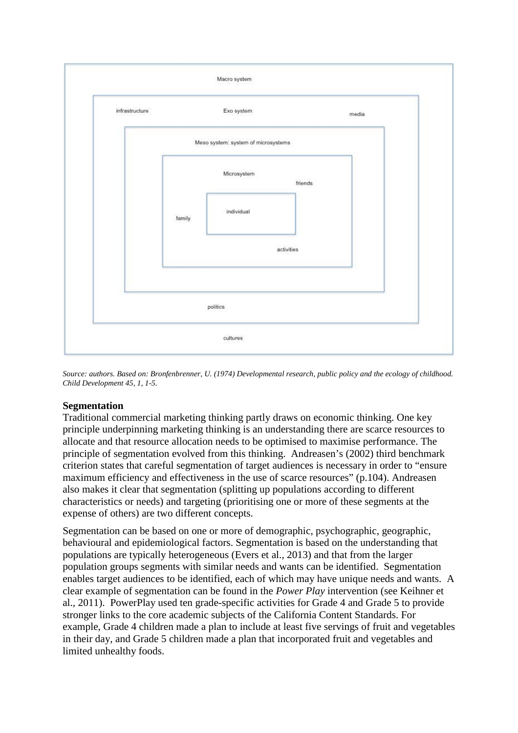Macro system

infrastructure Exo system media

Meso system: system of microsystems

Microsystem friends

individual

family

activities

politics

cultures

*Source: authors. Based on: Bronfenbrenner, U. (1974) Developmental research, public policy and the ecology of childhood. Child Development 45, 1, 1-5.*

**Segmentation**

Traditional commercial marketing thinking partly draws on economic thinking. One key principle underpinning marketing thinking is an understanding there are scarce resources to allocate and that resource allocation needs to be optimised to maximise performance. The principle of segmentation evolved from this thinking. Andreasen's (2002) third benchmark criterion states that careful segmentation of target audiences is necessary in order to "ensure maximum efficiency and effectiveness in the use of scarce resources" (p.104). Andreasen also makes it clear that segmentation (splitting up populations according to different characteristics or needs) and targeting (prioritising one or more of these segments at the expense of others) are two different concepts.

Segmentation can be based on one or more of demographic, psychographic, geographic, behavioural and epidemiological factors. Segmentation is based on the understanding that populations are typically heterogeneous (Evers et al., 2013) and that from the larger population groups segments with similar needs and wants can be identified. Segmentation enables target audiences to be identified, each of which may have unique needs and wants. A clear example of segmentation can be found in the *Power Play* intervention (see Keihner et al., 2011). PowerPlay used ten grade-specific activities for Grade 4 and Grade 5 to provide stronger links to the core academic subjects of the California Content Standards. For example, Grade 4 children made a plan to include at least five servings of fruit and vegetables in their day, and Grade 5 children made a plan that incorporated fruit and vegetables and limited unhealthy foods.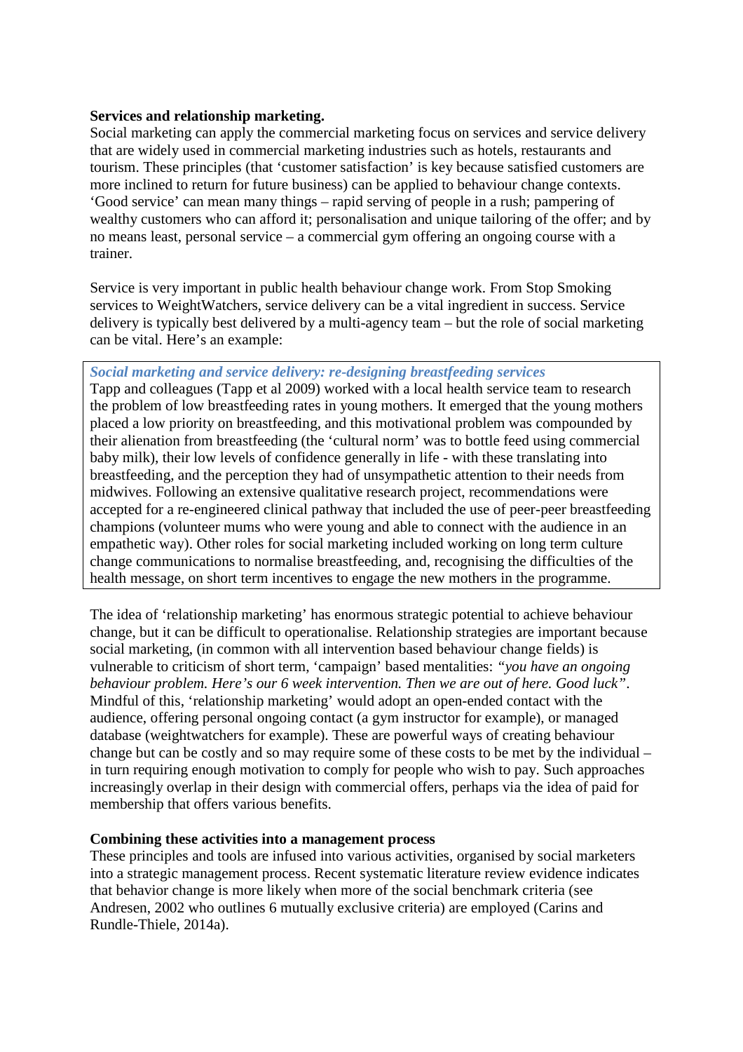**Services and relationship marketing.**

Social marketing can apply the commercial marketing focus on services and service delivery that are widely used in commercial marketing industries such as hotels, restaurants and tourism. These principles (that 'customer satisfaction' is key because satisfied customers are more inclined to return for future business) can be applied to behaviour change contexts. 'Good service' can mean many things – rapid serving of people in a rush; pampering of wealthy customers who can afford it; personalisation and unique tailoring of the offer; and by no means least, personal service – a commercial gym offering an ongoing course with a trainer.

Service is very important in public health behaviour change work. From Stop Smoking services to WeightWatchers, service delivery can be a vital ingredient in success. Service delivery is typically best delivered by a multi-agency team – but the role of social marketing can be vital. Here's an example:

> ***Social marketing and service delivery: re-designing breastfeeding services***
>
> Tapp and colleagues (Tapp et al 2009) worked with a local health service team to research the problem of low breastfeeding rates in young mothers. It emerged that the young mothers placed a low priority on breastfeeding, and this motivational problem was compounded by their alienation from breastfeeding (the 'cultural norm' was to bottle feed using commercial baby milk), their low levels of confidence generally in life - with these translating into breastfeeding, and the perception they had of unsympathetic attention to their needs from midwives. Following an extensive qualitative research project, recommendations were accepted for a re-engineered clinical pathway that included the use of peer-peer breastfeeding champions (volunteer mums who were young and able to connect with the audience in an empathetic way). Other roles for social marketing included working on long term culture change communications to normalise breastfeeding, and, recognising the difficulties of the health message, on short term incentives to engage the new mothers in the programme.

The idea of 'relationship marketing' has enormous strategic potential to achieve behaviour change, but it can be difficult to operationalise. Relationship strategies are important because social marketing, (in common with all intervention based behaviour change fields) is vulnerable to criticism of short term, 'campaign' based mentalities: *"you have an ongoing behaviour problem. Here's our 6 week intervention. Then we are out of here. Good luck"*. Mindful of this, 'relationship marketing' would adopt an open-ended contact with the audience, offering personal ongoing contact (a gym instructor for example), or managed database (weightwatchers for example). These are powerful ways of creating behaviour change but can be costly and so may require some of these costs to be met by the individual – in turn requiring enough motivation to comply for people who wish to pay. Such approaches increasingly overlap in their design with commercial offers, perhaps via the idea of paid for membership that offers various benefits.

**Combining these activities into a management process**

These principles and tools are infused into various activities, organised by social marketers into a strategic management process. Recent systematic literature review evidence indicates that behavior change is more likely when more of the social benchmark criteria (see Andresen, 2002 who outlines 6 mutually exclusive criteria) are employed (Carins and Rundle-Thiele, 2014a).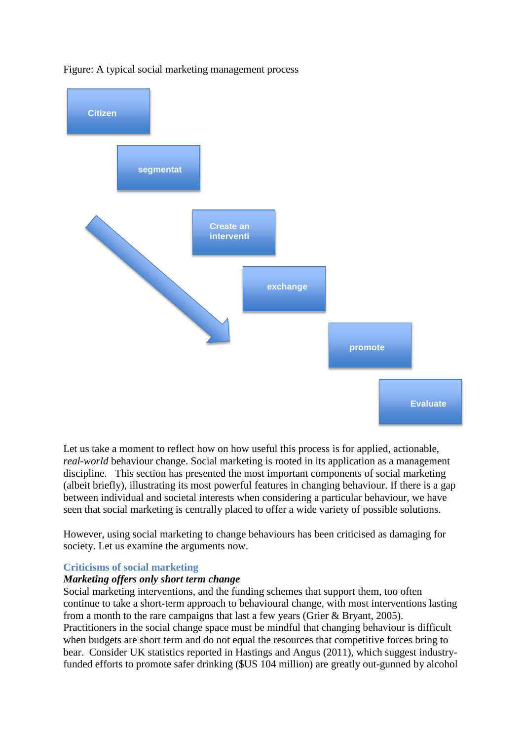Figure: A typical social marketing management process

Citizen

segmentat

Create an interventi

exchange

promote

Evaluate

Let us take a moment to reflect how on how useful this process is for applied, actionable, *real-world* behaviour change. Social marketing is rooted in its application as a management discipline. This section has presented the most important components of social marketing (albeit briefly), illustrating its most powerful features in changing behaviour. If there is a gap between individual and societal interests when considering a particular behaviour, we have seen that social marketing is centrally placed to offer a wide variety of possible solutions.

However, using social marketing to change behaviours has been criticised as damaging for society. Let us examine the arguments now.

## Criticisms of social marketing

### *Marketing offers only short term change*

Social marketing interventions, and the funding schemes that support them, too often continue to take a short-term approach to behavioural change, with most interventions lasting from a month to the rare campaigns that last a few years (Grier & Bryant, 2005). Practitioners in the social change space must be mindful that changing behaviour is difficult when budgets are short term and do not equal the resources that competitive forces bring to bear. Consider UK statistics reported in Hastings and Angus (2011), which suggest industry-funded efforts to promote safer drinking ($US 104 million) are greatly out-gunned by alcohol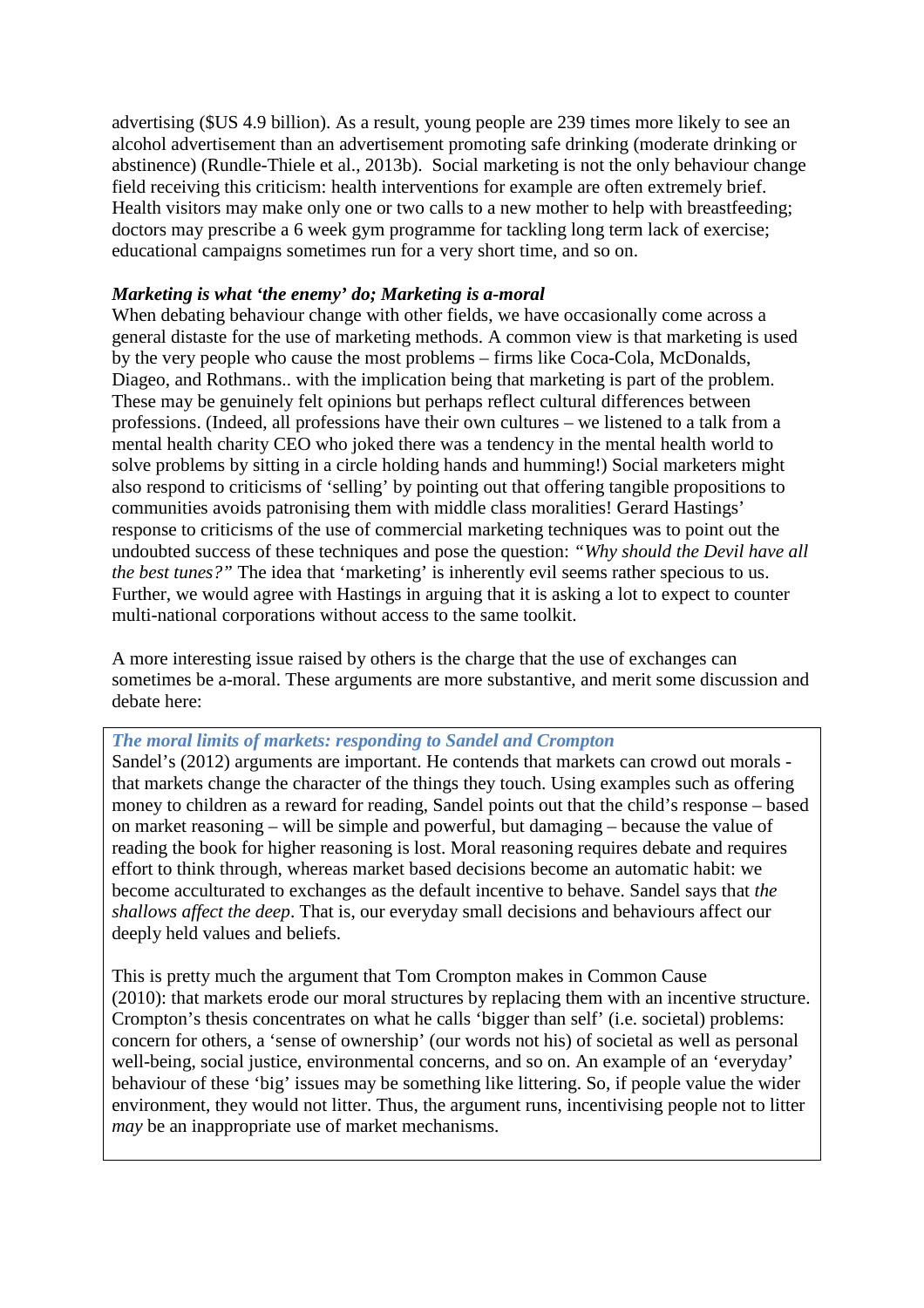advertising ($US 4.9 billion). As a result, young people are 239 times more likely to see an alcohol advertisement than an advertisement promoting safe drinking (moderate drinking or abstinence) (Rundle-Thiele et al., 2013b). Social marketing is not the only behaviour change field receiving this criticism: health interventions for example are often extremely brief. Health visitors may make only one or two calls to a new mother to help with breastfeeding; doctors may prescribe a 6 week gym programme for tackling long term lack of exercise; educational campaigns sometimes run for a very short time, and so on.

***Marketing is what 'the enemy' do; Marketing is a-moral***

When debating behaviour change with other fields, we have occasionally come across a general distaste for the use of marketing methods. A common view is that marketing is used by the very people who cause the most problems – firms like Coca-Cola, McDonalds, Diageo, and Rothmans.. with the implication being that marketing is part of the problem. These may be genuinely felt opinions but perhaps reflect cultural differences between professions. (Indeed, all professions have their own cultures – we listened to a talk from a mental health charity CEO who joked there was a tendency in the mental health world to solve problems by sitting in a circle holding hands and humming!) Social marketers might also respond to criticisms of 'selling' by pointing out that offering tangible propositions to communities avoids patronising them with middle class moralities! Gerard Hastings' response to criticisms of the use of commercial marketing techniques was to point out the undoubted success of these techniques and pose the question: *"Why should the Devil have all the best tunes?"* The idea that 'marketing' is inherently evil seems rather specious to us. Further, we would agree with Hastings in arguing that it is asking a lot to expect to counter multi-national corporations without access to the same toolkit.

A more interesting issue raised by others is the charge that the use of exchanges can sometimes be a-moral. These arguments are more substantive, and merit some discussion and debate here:

***The moral limits of markets: responding to Sandel and Crompton***

Sandel's (2012) arguments are important. He contends that markets can crowd out morals - that markets change the character of the things they touch. Using examples such as offering money to children as a reward for reading, Sandel points out that the child's response – based on market reasoning – will be simple and powerful, but damaging – because the value of reading the book for higher reasoning is lost. Moral reasoning requires debate and requires effort to think through, whereas market based decisions become an automatic habit: we become acculturated to exchanges as the default incentive to behave. Sandel says that *the shallows affect the deep*. That is, our everyday small decisions and behaviours affect our deeply held values and beliefs.

This is pretty much the argument that Tom Crompton makes in Common Cause (2010): that markets erode our moral structures by replacing them with an incentive structure. Crompton's thesis concentrates on what he calls 'bigger than self' (i.e. societal) problems: concern for others, a 'sense of ownership' (our words not his) of societal as well as personal well-being, social justice, environmental concerns, and so on. An example of an 'everyday' behaviour of these 'big' issues may be something like littering. So, if people value the wider environment, they would not litter. Thus, the argument runs, incentivising people not to litter *may* be an inappropriate use of market mechanisms.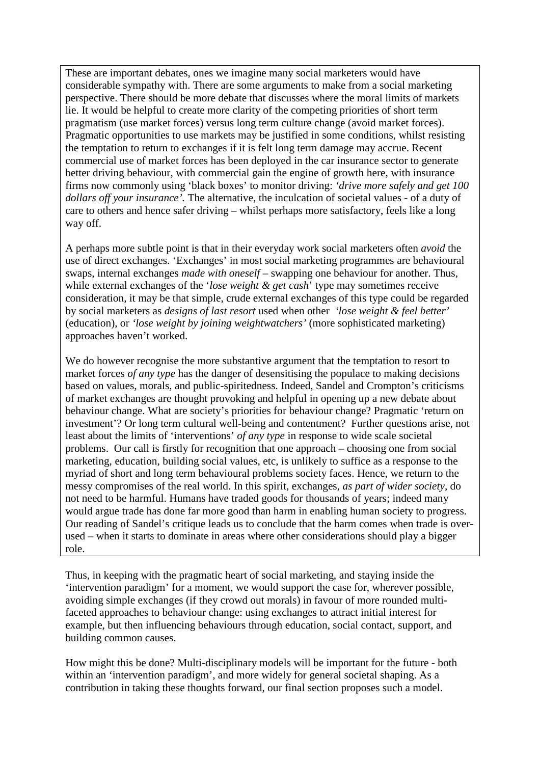These are important debates, ones we imagine many social marketers would have considerable sympathy with. There are some arguments to make from a social marketing perspective. There should be more debate that discusses where the moral limits of markets lie. It would be helpful to create more clarity of the competing priorities of short term pragmatism (use market forces) versus long term culture change (avoid market forces). Pragmatic opportunities to use markets may be justified in some conditions, whilst resisting the temptation to return to exchanges if it is felt long term damage may accrue. Recent commercial use of market forces has been deployed in the car insurance sector to generate better driving behaviour, with commercial gain the engine of growth here, with insurance firms now commonly using 'black boxes' to monitor driving: *'drive more safely and get 100 dollars off your insurance'.* The alternative, the inculcation of societal values - of a duty of care to others and hence safer driving – whilst perhaps more satisfactory, feels like a long way off.

A perhaps more subtle point is that in their everyday work social marketers often *avoid* the use of direct exchanges. 'Exchanges' in most social marketing programmes are behavioural swaps, internal exchanges *made with oneself* – swapping one behaviour for another. Thus, while external exchanges of the '*lose weight & get cash*' type may sometimes receive consideration, it may be that simple, crude external exchanges of this type could be regarded by social marketers as *designs of last resort* used when other *'lose weight & feel better'* (education), or *'lose weight by joining weightwatchers'* (more sophisticated marketing) approaches haven't worked.

We do however recognise the more substantive argument that the temptation to resort to market forces *of any type* has the danger of desensitising the populace to making decisions based on values, morals, and public-spiritedness. Indeed, Sandel and Crompton's criticisms of market exchanges are thought provoking and helpful in opening up a new debate about behaviour change. What are society's priorities for behaviour change? Pragmatic 'return on investment'? Or long term cultural well-being and contentment? Further questions arise, not least about the limits of 'interventions' *of any type* in response to wide scale societal problems. Our call is firstly for recognition that one approach – choosing one from social marketing, education, building social values, etc, is unlikely to suffice as a response to the myriad of short and long term behavioural problems society faces. Hence, we return to the messy compromises of the real world. In this spirit, exchanges, *as part of wider society*, do not need to be harmful. Humans have traded goods for thousands of years; indeed many would argue trade has done far more good than harm in enabling human society to progress. Our reading of Sandel's critique leads us to conclude that the harm comes when trade is over-used – when it starts to dominate in areas where other considerations should play a bigger role.

Thus, in keeping with the pragmatic heart of social marketing, and staying inside the 'intervention paradigm' for a moment, we would support the case for, wherever possible, avoiding simple exchanges (if they crowd out morals) in favour of more rounded multi-faceted approaches to behaviour change: using exchanges to attract initial interest for example, but then influencing behaviours through education, social contact, support, and building common causes.

How might this be done? Multi-disciplinary models will be important for the future - both within an 'intervention paradigm', and more widely for general societal shaping. As a contribution in taking these thoughts forward, our final section proposes such a model.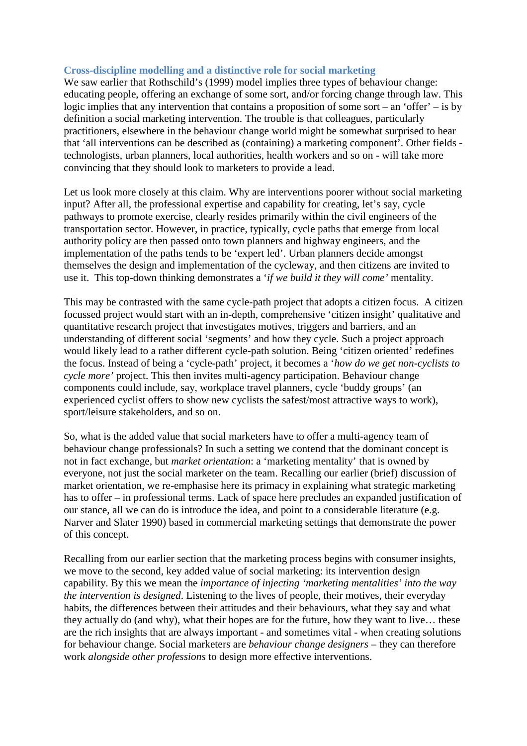### Cross-discipline modelling and a distinctive role for social marketing

We saw earlier that Rothschild's (1999) model implies three types of behaviour change: educating people, offering an exchange of some sort, and/or forcing change through law. This logic implies that any intervention that contains a proposition of some sort – an 'offer' – is by definition a social marketing intervention. The trouble is that colleagues, particularly practitioners, elsewhere in the behaviour change world might be somewhat surprised to hear that 'all interventions can be described as (containing) a marketing component'. Other fields - technologists, urban planners, local authorities, health workers and so on - will take more convincing that they should look to marketers to provide a lead.

Let us look more closely at this claim. Why are interventions poorer without social marketing input? After all, the professional expertise and capability for creating, let's say, cycle pathways to promote exercise, clearly resides primarily within the civil engineers of the transportation sector. However, in practice, typically, cycle paths that emerge from local authority policy are then passed onto town planners and highway engineers, and the implementation of the paths tends to be 'expert led'. Urban planners decide amongst themselves the design and implementation of the cycleway, and then citizens are invited to use it. This top-down thinking demonstrates a '*if we build it they will come*' mentality.

This may be contrasted with the same cycle-path project that adopts a citizen focus. A citizen focussed project would start with an in-depth, comprehensive 'citizen insight' qualitative and quantitative research project that investigates motives, triggers and barriers, and an understanding of different social 'segments' and how they cycle. Such a project approach would likely lead to a rather different cycle-path solution. Being 'citizen oriented' redefines the focus. Instead of being a 'cycle-path' project, it becomes a '*how do we get non-cyclists to cycle more*' project. This then invites multi-agency participation. Behaviour change components could include, say, workplace travel planners, cycle 'buddy groups' (an experienced cyclist offers to show new cyclists the safest/most attractive ways to work), sport/leisure stakeholders, and so on.

So, what is the added value that social marketers have to offer a multi-agency team of behaviour change professionals? In such a setting we contend that the dominant concept is not in fact exchange, but *market orientation*: a 'marketing mentality' that is owned by everyone, not just the social marketer on the team. Recalling our earlier (brief) discussion of market orientation, we re-emphasise here its primacy in explaining what strategic marketing has to offer – in professional terms. Lack of space here precludes an expanded justification of our stance, all we can do is introduce the idea, and point to a considerable literature (e.g. Narver and Slater 1990) based in commercial marketing settings that demonstrate the power of this concept.

Recalling from our earlier section that the marketing process begins with consumer insights, we move to the second, key added value of social marketing: its intervention design capability. By this we mean the *importance of injecting 'marketing mentalities' into the way the intervention is designed*. Listening to the lives of people, their motives, their everyday habits, the differences between their attitudes and their behaviours, what they say and what they actually do (and why), what their hopes are for the future, how they want to live… these are the rich insights that are always important - and sometimes vital - when creating solutions for behaviour change. Social marketers are *behaviour change designers* – they can therefore work *alongside other professions* to design more effective interventions.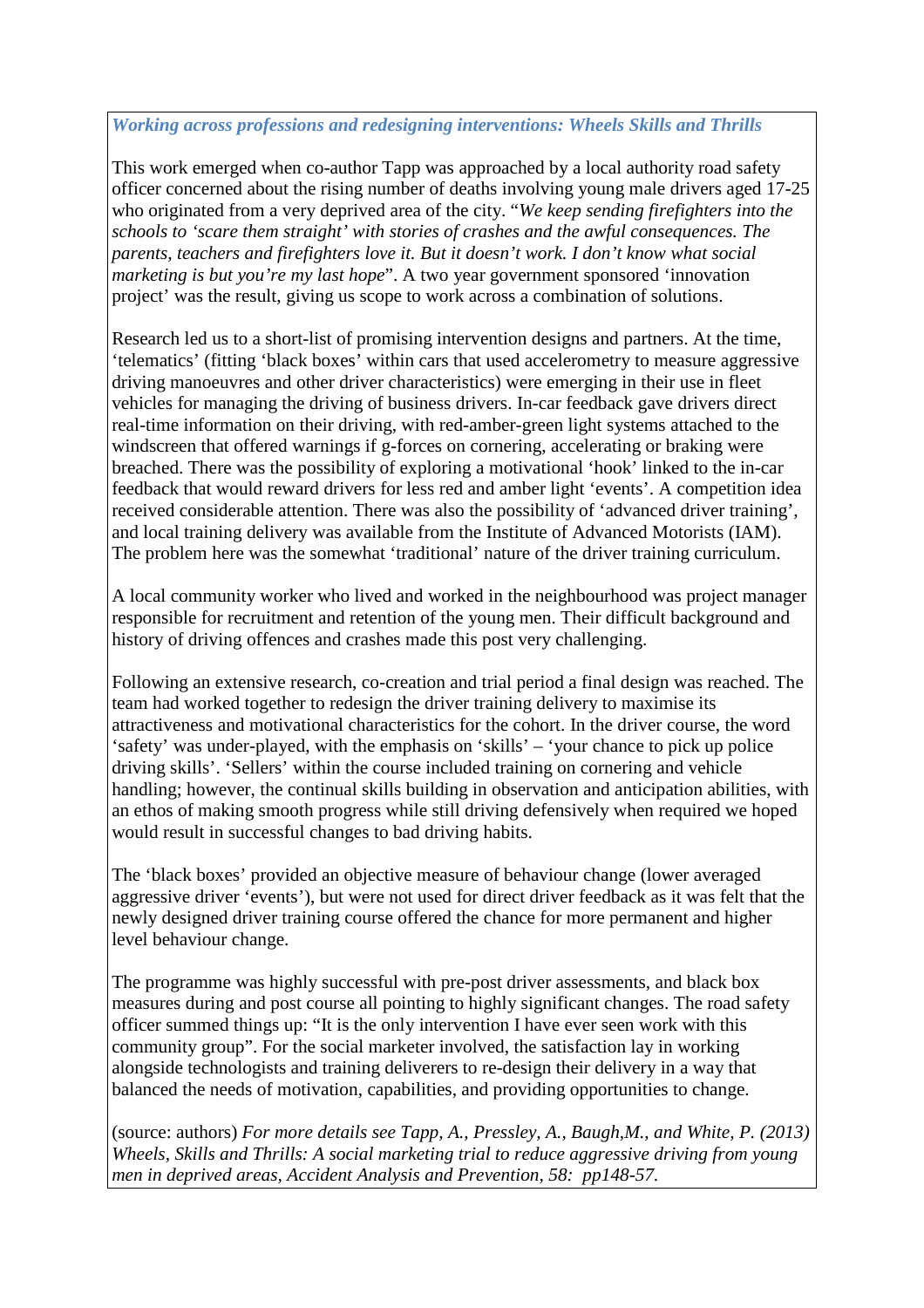### *Working across professions and redesigning interventions: Wheels Skills and Thrills*

This work emerged when co-author Tapp was approached by a local authority road safety officer concerned about the rising number of deaths involving young male drivers aged 17-25 who originated from a very deprived area of the city. "*We keep sending firefighters into the schools to 'scare them straight' with stories of crashes and the awful consequences. The parents, teachers and firefighters love it. But it doesn't work. I don't know what social marketing is but you're my last hope*". A two year government sponsored 'innovation project' was the result, giving us scope to work across a combination of solutions.

Research led us to a short-list of promising intervention designs and partners. At the time, 'telematics' (fitting 'black boxes' within cars that used accelerometry to measure aggressive driving manoeuvres and other driver characteristics) were emerging in their use in fleet vehicles for managing the driving of business drivers. In-car feedback gave drivers direct real-time information on their driving, with red-amber-green light systems attached to the windscreen that offered warnings if g-forces on cornering, accelerating or braking were breached. There was the possibility of exploring a motivational 'hook' linked to the in-car feedback that would reward drivers for less red and amber light 'events'. A competition idea received considerable attention. There was also the possibility of 'advanced driver training', and local training delivery was available from the Institute of Advanced Motorists (IAM). The problem here was the somewhat 'traditional' nature of the driver training curriculum.

A local community worker who lived and worked in the neighbourhood was project manager responsible for recruitment and retention of the young men. Their difficult background and history of driving offences and crashes made this post very challenging.

Following an extensive research, co-creation and trial period a final design was reached. The team had worked together to redesign the driver training delivery to maximise its attractiveness and motivational characteristics for the cohort. In the driver course, the word 'safety' was under-played, with the emphasis on 'skills' – 'your chance to pick up police driving skills'. 'Sellers' within the course included training on cornering and vehicle handling; however, the continual skills building in observation and anticipation abilities, with an ethos of making smooth progress while still driving defensively when required we hoped would result in successful changes to bad driving habits.

The 'black boxes' provided an objective measure of behaviour change (lower averaged aggressive driver 'events'), but were not used for direct driver feedback as it was felt that the newly designed driver training course offered the chance for more permanent and higher level behaviour change.

The programme was highly successful with pre-post driver assessments, and black box measures during and post course all pointing to highly significant changes. The road safety officer summed things up: "It is the only intervention I have ever seen work with this community group". For the social marketer involved, the satisfaction lay in working alongside technologists and training deliverers to re-design their delivery in a way that balanced the needs of motivation, capabilities, and providing opportunities to change.

(source: authors) *For more details see Tapp, A., Pressley, A., Baugh,M., and White, P. (2013) Wheels, Skills and Thrills: A social marketing trial to reduce aggressive driving from young men in deprived areas, Accident Analysis and Prevention, 58: pp148-57.*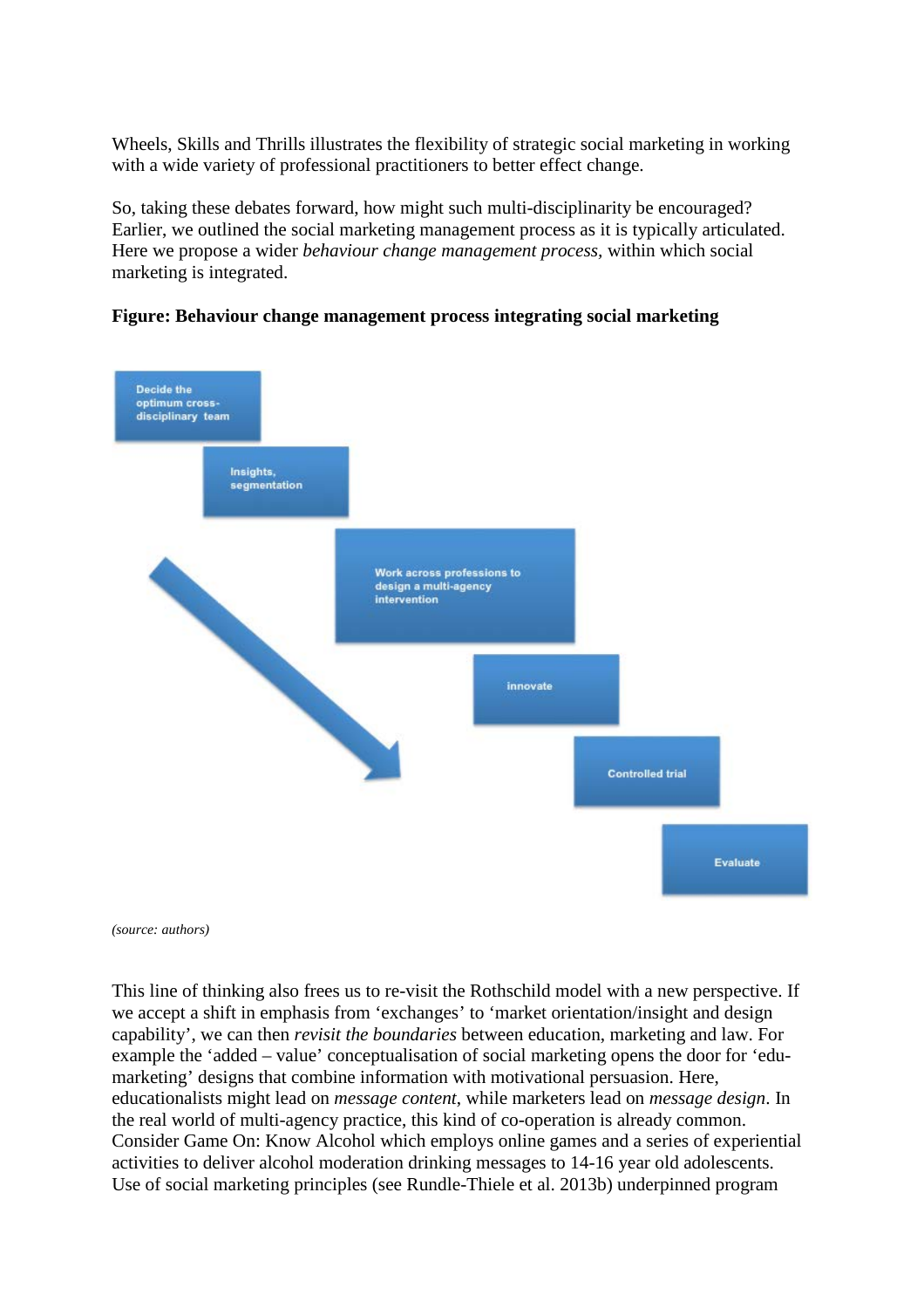Wheels, Skills and Thrills illustrates the flexibility of strategic social marketing in working with a wide variety of professional practitioners to better effect change.

So, taking these debates forward, how might such multi-disciplinarity be encouraged? Earlier, we outlined the social marketing management process as it is typically articulated. Here we propose a wider *behaviour change management process*, within which social marketing is integrated.

**Figure: Behaviour change management process integrating social marketing**

Decide the optimum cross-disciplinary team

Insights, segmentation

Work across professions to design a multi-agency intervention

innovate

Controlled trial

Evaluate

*(source: authors)*

This line of thinking also frees us to re-visit the Rothschild model with a new perspective. If we accept a shift in emphasis from 'exchanges' to 'market orientation/insight and design capability', we can then *revisit the boundaries* between education, marketing and law. For example the 'added – value' conceptualisation of social marketing opens the door for 'edu-marketing' designs that combine information with motivational persuasion. Here, educationalists might lead on *message content*, while marketers lead on *message design*. In the real world of multi-agency practice, this kind of co-operation is already common. Consider Game On: Know Alcohol which employs online games and a series of experiential activities to deliver alcohol moderation drinking messages to 14-16 year old adolescents. Use of social marketing principles (see Rundle-Thiele et al. 2013b) underpinned program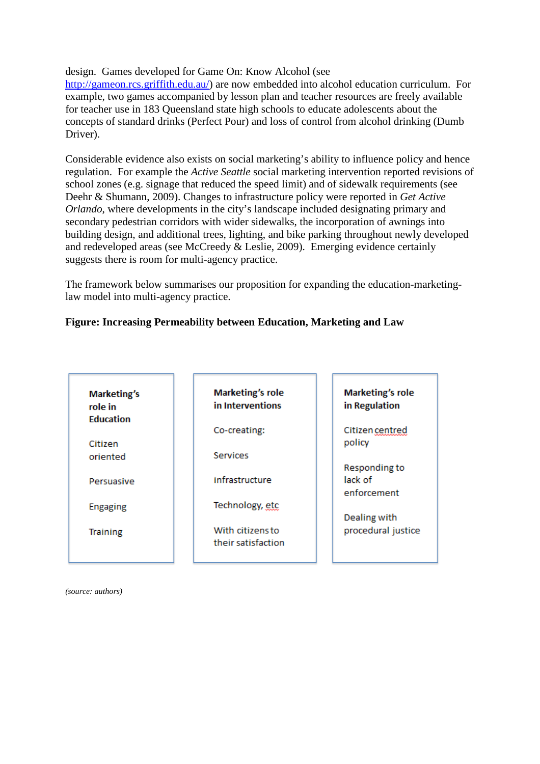design. Games developed for Game On: Know Alcohol (see http://gameon.rcs.griffith.edu.au/) are now embedded into alcohol education curriculum. For example, two games accompanied by lesson plan and teacher resources are freely available for teacher use in 183 Queensland state high schools to educate adolescents about the concepts of standard drinks (Perfect Pour) and loss of control from alcohol drinking (Dumb Driver).

Considerable evidence also exists on social marketing's ability to influence policy and hence regulation. For example the *Active Seattle* social marketing intervention reported revisions of school zones (e.g. signage that reduced the speed limit) and of sidewalk requirements (see Deehr & Shumann, 2009). Changes to infrastructure policy were reported in *Get Active Orlando*, where developments in the city's landscape included designating primary and secondary pedestrian corridors with wider sidewalks, the incorporation of awnings into building design, and additional trees, lighting, and bike parking throughout newly developed and redeveloped areas (see McCreedy & Leslie, 2009). Emerging evidence certainly suggests there is room for multi-agency practice.

The framework below summarises our proposition for expanding the education-marketing-law model into multi-agency practice.

**Figure: Increasing Permeability between Education, Marketing and Law**

| **Marketing's role in Education** | **Marketing's role in Interventions** | **Marketing's role in Regulation** |
|---|---|---|
| Citizen oriented | Co-creating: | Citizen centred policy |
| Persuasive | Services | Responding to lack of enforcement |
| Engaging | infrastructure | Dealing with procedural justice |
| Training | Technology, etc | |
| | With citizens to their satisfaction | |

*(source: authors)*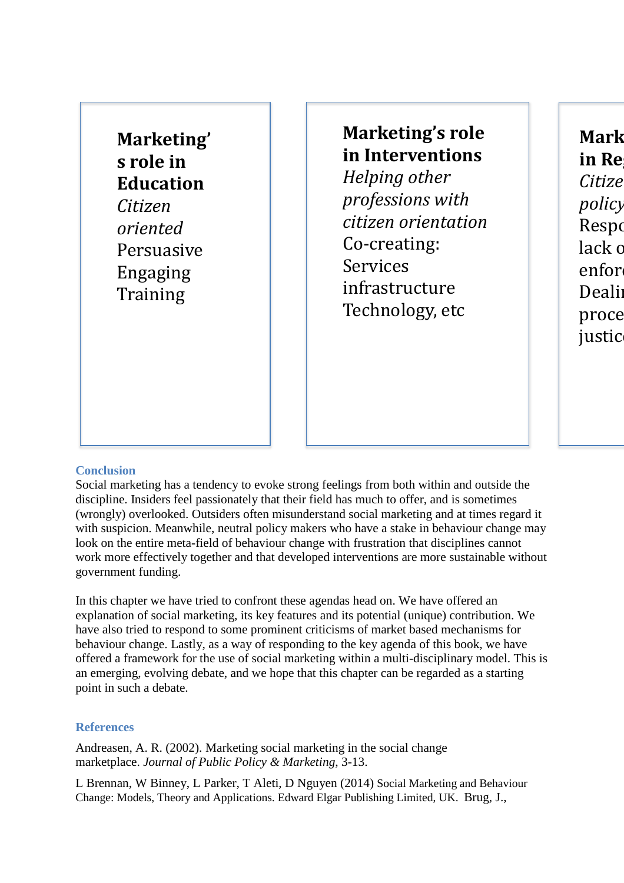**Marketing's role in Education**
*Citizen oriented*
Persuasive
Engaging
Training

**Marketing's role in Interventions**
*Helping other professions with citizen orientation*
Co-creating:
Services
infrastructure
Technology, etc

**Mark in Re**
*Citize policy*
Respo
lack o
enfor
Dealir
proce
justice

## Conclusion

Social marketing has a tendency to evoke strong feelings from both within and outside the discipline. Insiders feel passionately that their field has much to offer, and is sometimes (wrongly) overlooked. Outsiders often misunderstand social marketing and at times regard it with suspicion. Meanwhile, neutral policy makers who have a stake in behaviour change may look on the entire meta-field of behaviour change with frustration that disciplines cannot work more effectively together and that developed interventions are more sustainable without government funding.

In this chapter we have tried to confront these agendas head on. We have offered an explanation of social marketing, its key features and its potential (unique) contribution. We have also tried to respond to some prominent criticisms of market based mechanisms for behaviour change. Lastly, as a way of responding to the key agenda of this book, we have offered a framework for the use of social marketing within a multi-disciplinary model. This is an emerging, evolving debate, and we hope that this chapter can be regarded as a starting point in such a debate.

## References

Andreasen, A. R. (2002). Marketing social marketing in the social change marketplace. *Journal of Public Policy & Marketing*, 3-13.

L Brennan, W Binney, L Parker, T Aleti, D Nguyen (2014) Social Marketing and Behaviour Change: Models, Theory and Applications. Edward Elgar Publishing Limited, UK. Brug, J.,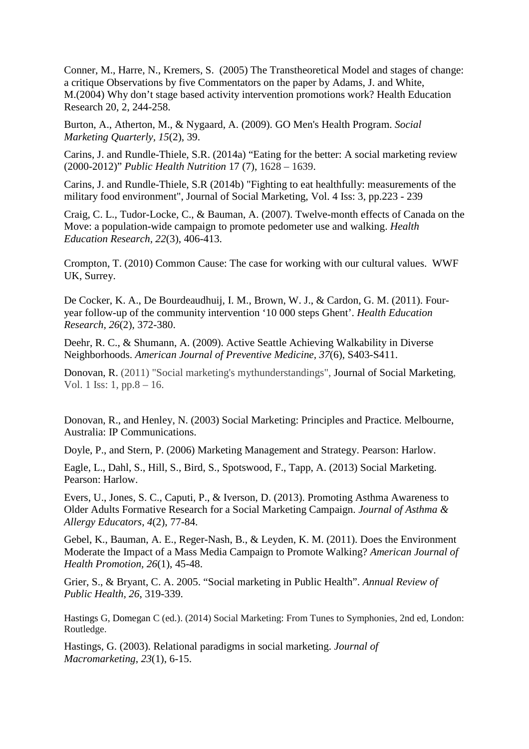Conner, M., Harre, N., Kremers, S.  (2005) The Transtheoretical Model and stages of change: a critique Observations by five Commentators on the paper by Adams, J. and White, M.(2004) Why don't stage based activity intervention promotions work? Health Education Research 20, 2, 244-258.

Burton, A., Atherton, M., & Nygaard, A. (2009). GO Men's Health Program. *Social Marketing Quarterly*, *15*(2), 39.

Carins, J. and Rundle-Thiele, S.R. (2014a) "Eating for the better: A social marketing review (2000-2012)" *Public Health Nutrition* 17 (7), 1628 – 1639.

Carins, J. and Rundle-Thiele, S.R (2014b) "Fighting to eat healthfully: measurements of the military food environment", Journal of Social Marketing, Vol. 4 Iss: 3, pp.223 - 239

Craig, C. L., Tudor-Locke, C., & Bauman, A. (2007). Twelve-month effects of Canada on the Move: a population-wide campaign to promote pedometer use and walking. *Health Education Research*, *22*(3), 406-413.

Crompton, T. (2010) Common Cause: The case for working with our cultural values.  WWF UK, Surrey.

De Cocker, K. A., De Bourdeaudhuij, I. M., Brown, W. J., & Cardon, G. M. (2011). Four-year follow-up of the community intervention '10 000 steps Ghent'. *Health Education Research*, *26*(2), 372-380.

Deehr, R. C., & Shumann, A. (2009). Active Seattle Achieving Walkability in Diverse Neighborhoods. *American Journal of Preventive Medicine*, *37*(6), S403-S411.

Donovan, R. (2011) "Social marketing's mythunderstandings", Journal of Social Marketing, Vol. 1 Iss: 1, pp.8 – 16.

Donovan, R., and Henley, N. (2003) Social Marketing: Principles and Practice. Melbourne, Australia: IP Communications.

Doyle, P., and Stern, P. (2006) Marketing Management and Strategy. Pearson: Harlow.

Eagle, L., Dahl, S., Hill, S., Bird, S., Spotswood, F., Tapp, A. (2013) Social Marketing. Pearson: Harlow.

Evers, U., Jones, S. C., Caputi, P., & Iverson, D. (2013). Promoting Asthma Awareness to Older Adults Formative Research for a Social Marketing Campaign. *Journal of Asthma & Allergy Educators*, *4*(2), 77-84.

Gebel, K., Bauman, A. E., Reger-Nash, B., & Leyden, K. M. (2011). Does the Environment Moderate the Impact of a Mass Media Campaign to Promote Walking? *American Journal of Health Promotion*, *26*(1), 45-48.

Grier, S., & Bryant, C. A. 2005. "Social marketing in Public Health". *Annual Review of Public Health*, *26*, 319-339.

Hastings G, Domegan C (ed.). (2014) Social Marketing: From Tunes to Symphonies, 2nd ed, London: Routledge.

Hastings, G. (2003). Relational paradigms in social marketing. *Journal of Macromarketing*, *23*(1), 6-15.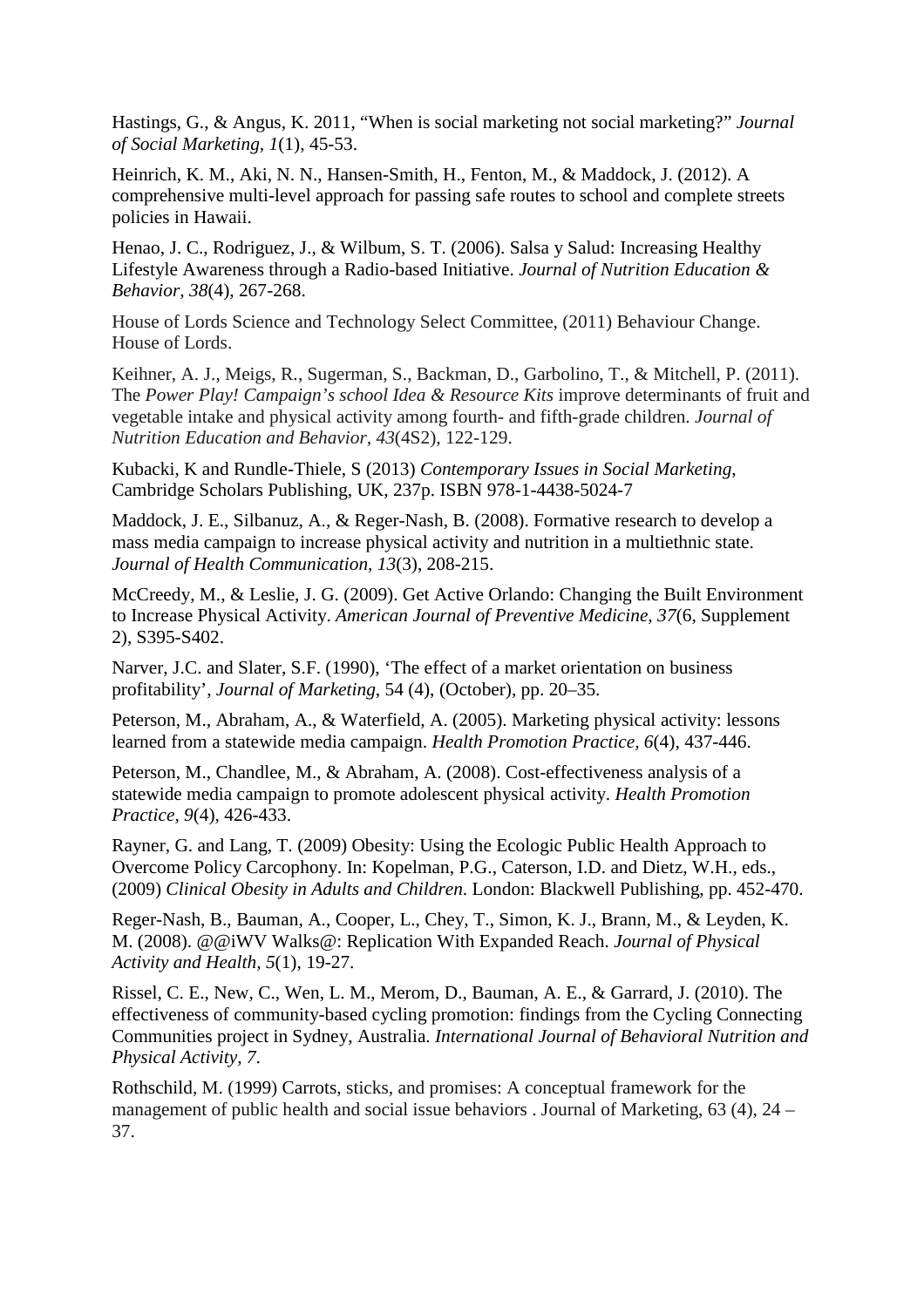Hastings, G., & Angus, K. 2011, "When is social marketing not social marketing?" *Journal of Social Marketing*, *1*(1), 45-53.

Heinrich, K. M., Aki, N. N., Hansen-Smith, H., Fenton, M., & Maddock, J. (2012). A comprehensive multi-level approach for passing safe routes to school and complete streets policies in Hawaii.

Henao, J. C., Rodriguez, J., & Wilbum, S. T. (2006). Salsa y Salud: Increasing Healthy Lifestyle Awareness through a Radio-based Initiative. *Journal of Nutrition Education & Behavior, 38*(4), 267-268.

House of Lords Science and Technology Select Committee, (2011) Behaviour Change. House of Lords.

Keihner, A. J., Meigs, R., Sugerman, S., Backman, D., Garbolino, T., & Mitchell, P. (2011). The *Power Play! Campaign's school Idea & Resource Kits* improve determinants of fruit and vegetable intake and physical activity among fourth- and fifth-grade children. *Journal of Nutrition Education and Behavior, 43*(4S2), 122-129.

Kubacki, K and Rundle-Thiele, S (2013) *Contemporary Issues in Social Marketing*, Cambridge Scholars Publishing, UK, 237p. ISBN 978-1-4438-5024-7

Maddock, J. E., Silbanuz, A., & Reger-Nash, B. (2008). Formative research to develop a mass media campaign to increase physical activity and nutrition in a multiethnic state. *Journal of Health Communication, 13*(3), 208-215.

McCreedy, M., & Leslie, J. G. (2009). Get Active Orlando: Changing the Built Environment to Increase Physical Activity. *American Journal of Preventive Medicine, 37*(6, Supplement 2), S395-S402.

Narver, J.C. and Slater, S.F. (1990), 'The effect of a market orientation on business profitability', *Journal of Marketing*, 54 (4), (October), pp. 20–35.

Peterson, M., Abraham, A., & Waterfield, A. (2005). Marketing physical activity: lessons learned from a statewide media campaign. *Health Promotion Practice, 6*(4), 437-446.

Peterson, M., Chandlee, M., & Abraham, A. (2008). Cost-effectiveness analysis of a statewide media campaign to promote adolescent physical activity. *Health Promotion Practice, 9*(4), 426-433.

Rayner, G. and Lang, T. (2009) Obesity: Using the Ecologic Public Health Approach to Overcome Policy Carcophony. In: Kopelman, P.G., Caterson, I.D. and Dietz, W.H., eds., (2009) *Clinical Obesity in Adults and Children*. London: Blackwell Publishing, pp. 452-470.

Reger-Nash, B., Bauman, A., Cooper, L., Chey, T., Simon, K. J., Brann, M., & Leyden, K. M. (2008). @@iWV Walks@: Replication With Expanded Reach. *Journal of Physical Activity and Health, 5*(1), 19-27.

Rissel, C. E., New, C., Wen, L. M., Merom, D., Bauman, A. E., & Garrard, J. (2010). The effectiveness of community-based cycling promotion: findings from the Cycling Connecting Communities project in Sydney, Australia. *International Journal of Behavioral Nutrition and Physical Activity, 7*.

Rothschild, M. (1999) Carrots, sticks, and promises: A conceptual framework for the management of public health and social issue behaviors . Journal of Marketing, 63 (4), 24 – 37.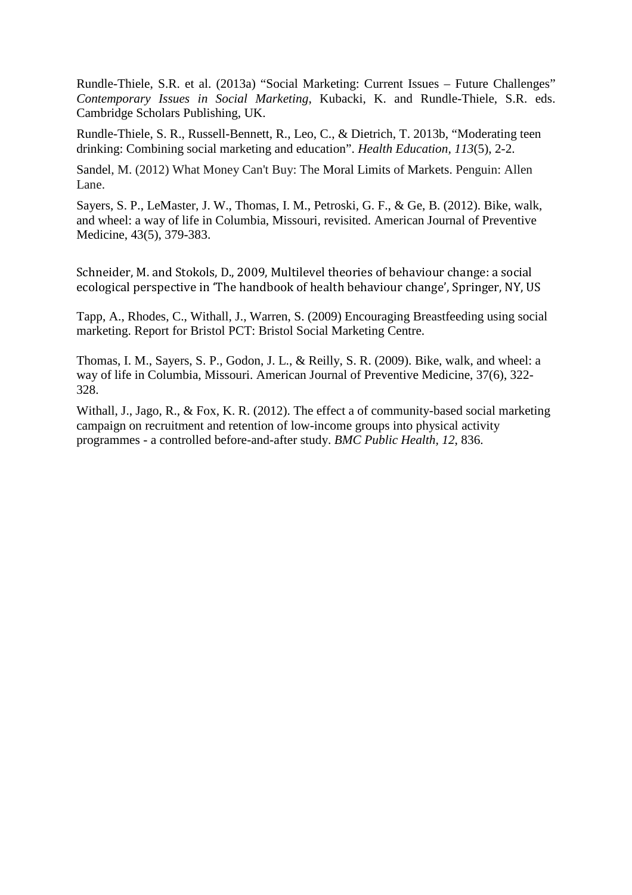Rundle-Thiele, S.R. et al. (2013a) “Social Marketing: Current Issues – Future Challenges” *Contemporary Issues in Social Marketing*, Kubacki, K. and Rundle-Thiele, S.R. eds. Cambridge Scholars Publishing, UK.

Rundle-Thiele, S. R., Russell-Bennett, R., Leo, C., & Dietrich, T. 2013b, “Moderating teen drinking: Combining social marketing and education”. *Health Education*, *113*(5), 2-2.

Sandel, M. (2012) What Money Can't Buy: The Moral Limits of Markets. Penguin: Allen Lane.

Sayers, S. P., LeMaster, J. W., Thomas, I. M., Petroski, G. F., & Ge, B. (2012). Bike, walk, and wheel: a way of life in Columbia, Missouri, revisited. American Journal of Preventive Medicine, 43(5), 379-383.

Schneider, M. and Stokols, D., 2009, Multilevel theories of behaviour change: a social ecological perspective in ‘The handbook of health behaviour change’, Springer, NY, US

Tapp, A., Rhodes, C., Withall, J., Warren, S. (2009) Encouraging Breastfeeding using social marketing. Report for Bristol PCT: Bristol Social Marketing Centre.

Thomas, I. M., Sayers, S. P., Godon, J. L., & Reilly, S. R. (2009). Bike, walk, and wheel: a way of life in Columbia, Missouri. American Journal of Preventive Medicine, 37(6), 322-328.

Withall, J., Jago, R., & Fox, K. R. (2012). The effect a of community-based social marketing campaign on recruitment and retention of low-income groups into physical activity programmes - a controlled before-and-after study. *BMC Public Health*, *12*, 836.